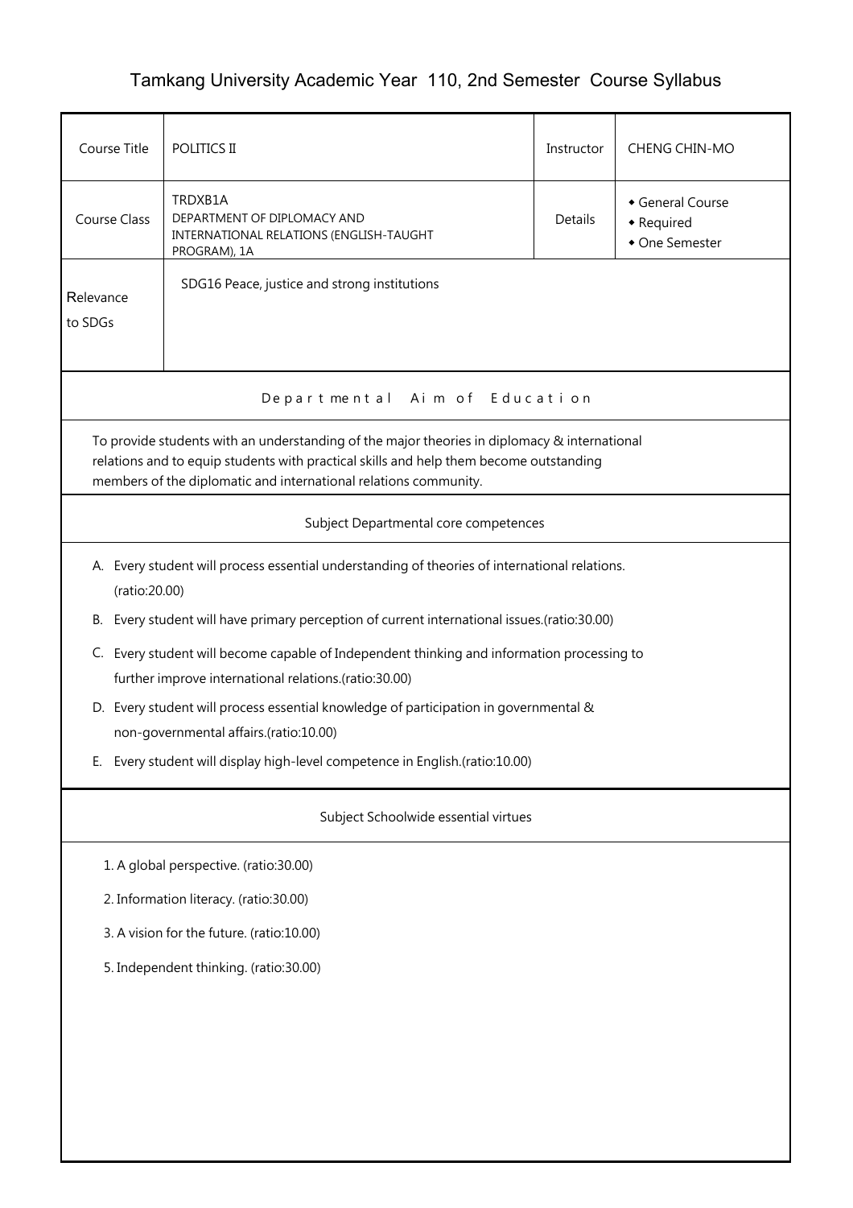# Tamkang University Academic Year 110, 2nd Semester Course Syllabus

| Course Title | POLITICS II | Instructor | CHENG CHIN-MO |
| --- | --- | --- | --- |
| Course Class | TRDXB1A<br>DEPARTMENT OF DIPLOMACY AND INTERNATIONAL RELATIONS (ENGLISH-TAUGHT PROGRAM), 1A | Details | ◆ General Course<br>◆ Required<br>◆ One Semester |
| Relevance to SDGs | SDG16 Peace, justice and strong institutions | | |

## Departmental Aim of Education

To provide students with an understanding of the major theories in diplomacy & international relations and to equip students with practical skills and help them become outstanding members of the diplomatic and international relations community.

## Subject Departmental core competences

A. Every student will process essential understanding of theories of international relations. (ratio:20.00)

B. Every student will have primary perception of current international issues.(ratio:30.00)

C. Every student will become capable of Independent thinking and information processing to further improve international relations.(ratio:30.00)

D. Every student will process essential knowledge of participation in governmental & non-governmental affairs.(ratio:10.00)

E. Every student will display high-level competence in English.(ratio:10.00)

## Subject Schoolwide essential virtues

1. A global perspective. (ratio:30.00)
2. Information literacy. (ratio:30.00)
3. A vision for the future. (ratio:10.00)
5. Independent thinking. (ratio:30.00)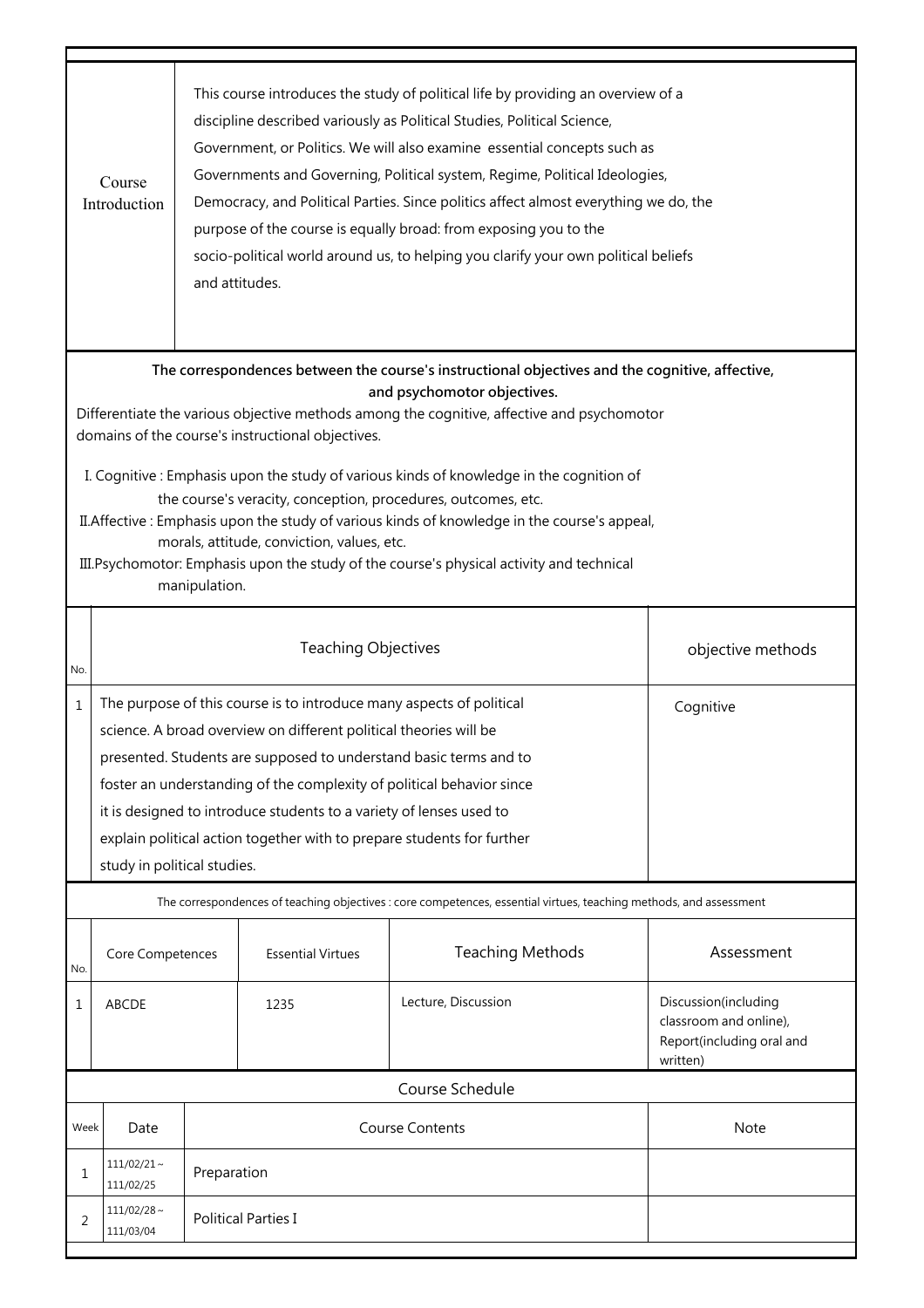| Course Introduction | This course introduces the study of political life by providing an overview of a discipline described variously as Political Studies, Political Science, Government, or Politics. We will also examine essential concepts such as Governments and Governing, Political system, Regime, Political Ideologies, Democracy, and Political Parties. Since politics affect almost everything we do, the purpose of the course is equally broad: from exposing you to the socio-political world around us, to helping you clarify your own political beliefs and attitudes. |
|---|---|

**The correspondences between the course's instructional objectives and the cognitive, affective, and psychomotor objectives.**

Differentiate the various objective methods among the cognitive, affective and psychomotor domains of the course's instructional objectives.

I. Cognitive : Emphasis upon the study of various kinds of knowledge in the cognition of the course's veracity, conception, procedures, outcomes, etc.

II.Affective : Emphasis upon the study of various kinds of knowledge in the course's appeal, morals, attitude, conviction, values, etc.

III.Psychomotor: Emphasis upon the study of the course's physical activity and technical manipulation.

| No. | Teaching Objectives | objective methods |
|---|---|---|
| 1 | The purpose of this course is to introduce many aspects of political science. A broad overview on different political theories will be presented. Students are supposed to understand basic terms and to foster an understanding of the complexity of political behavior since it is designed to introduce students to a variety of lenses used to explain political action together with to prepare students for further study in political studies. | Cognitive |

The correspondences of teaching objectives : core competences, essential virtues, teaching methods, and assessment

| No. | Core Competences | Essential Virtues | Teaching Methods | Assessment |
|---|---|---|---|---|
| 1 | ABCDE | 1235 | Lecture, Discussion | Discussion(including classroom and online), Report(including oral and written) |

Course Schedule

| Week | Date | Course Contents | Note |
|---|---|---|---|
| 1 | 111/02/21～111/02/25 | Preparation | |
| 2 | 111/02/28～111/03/04 | Political Parties I | |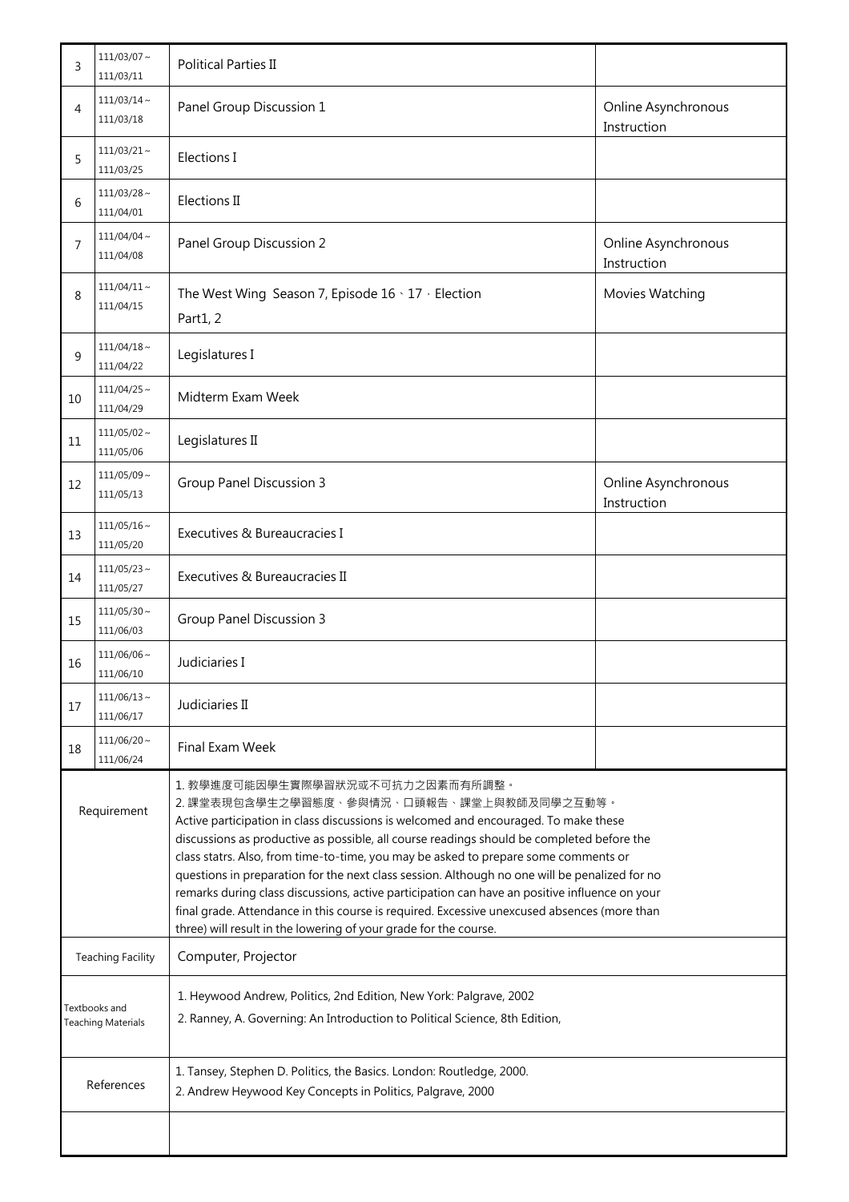| | | | |
|---|---|---|---|
| 3 | 111/03/07～111/03/11 | Political Parties Ⅱ | |
| 4 | 111/03/14～111/03/18 | Panel Group Discussion 1 | Online Asynchronous Instruction |
| 5 | 111/03/21～111/03/25 | Elections Ⅰ | |
| 6 | 111/03/28～111/04/01 | Elections Ⅱ | |
| 7 | 111/04/04～111/04/08 | Panel Group Discussion 2 | Online Asynchronous Instruction |
| 8 | 111/04/11～111/04/15 | The West Wing Season 7, Episode 16、17．Election Part1, 2 | Movies Watching |
| 9 | 111/04/18～111/04/22 | Legislatures Ⅰ | |
| 10 | 111/04/25～111/04/29 | Midterm Exam Week | |
| 11 | 111/05/02～111/05/06 | Legislatures Ⅱ | |
| 12 | 111/05/09～111/05/13 | Group Panel Discussion 3 | Online Asynchronous Instruction |
| 13 | 111/05/16～111/05/20 | Executives & Bureaucracies Ⅰ | |
| 14 | 111/05/23～111/05/27 | Executives & Bureaucracies Ⅱ | |
| 15 | 111/05/30～111/06/03 | Group Panel Discussion 3 | |
| 16 | 111/06/06～111/06/10 | Judiciaries Ⅰ | |
| 17 | 111/06/13～111/06/17 | Judiciaries Ⅱ | |
| 18 | 111/06/20～111/06/24 | Final Exam Week | |

| | |
|---|---|
| Requirement | 1. 教學進度可能因學生實際學習狀況或不可抗力之因素而有所調整。<br>2. 課堂表現包含學生之學習態度、參與情況、口頭報告、課堂上與教師及同學之互動等。<br>Active participation in class discussions is welcomed and encouraged. To make these discussions as productive as possible, all course readings should be completed before the class statrs. Also, from time-to-time, you may be asked to prepare some comments or questions in preparation for the next class session. Although no one will be penalized for no remarks during class discussions, active participation can have an positive influence on your final grade. Attendance in this course is required. Excessive unexcused absences (more than three) will result in the lowering of your grade for the course. |
| Teaching Facility | Computer, Projector |
| Textbooks and Teaching Materials | 1. Heywood Andrew, Politics, 2nd Edition, New York: Palgrave, 2002<br>2. Ranney, A. Governing: An Introduction to Political Science, 8th Edition, |
| References | 1. Tansey, Stephen D. Politics, the Basics. London: Routledge, 2000.<br>2. Andrew Heywood Key Concepts in Politics, Palgrave, 2000 |
| | |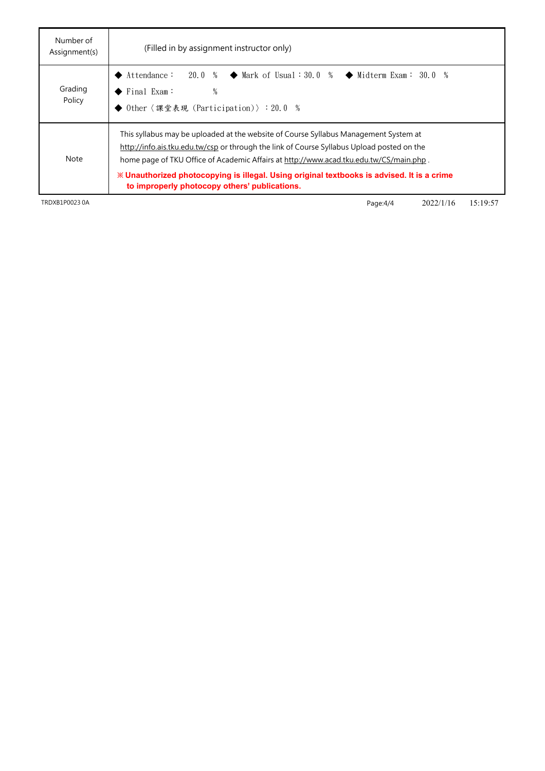| | |
|---|---|
| Number of Assignment(s) | (Filled in by assignment instructor only) |
| Grading Policy | ◆ Attendance： 20.0 % ◆ Mark of Usual：30.0 % ◆ Midterm Exam： 30.0 %<br>◆ Final Exam： %<br>◆ Other〈課堂表現（Participation)〉：20.0 % |
| Note | This syllabus may be uploaded at the website of Course Syllabus Management System at http://info.ais.tku.edu.tw/csp or through the link of Course Syllabus Upload posted on the home page of TKU Office of Academic Affairs at http://www.acad.tku.edu.tw/CS/main.php .<br>**※ Unauthorized photocopying is illegal. Using original textbooks is advised. It is a crime to improperly photocopy others' publications.** |

TRDXB1P0023 0A

2022/1/16 15:19:57